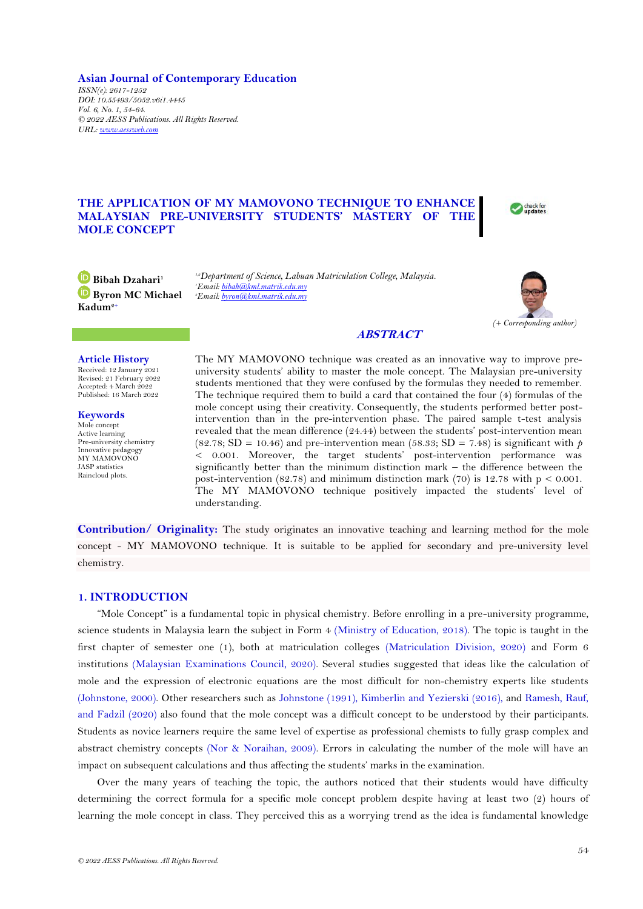**Asian Journal of Contemporary Education**

*ISSN(e): 2617-1252*
*DOI: 10.55493/5052.v6i1.4445*
*Vol. 6, No. 1, 54-64.*
*© 2022 AESS Publications. All Rights Reserved.*
*URL: www.aessweb.com*

# THE APPLICATION OF MY MAMOVONO TECHNIQUE TO ENHANCE MALAYSIAN PRE-UNIVERSITY STUDENTS' MASTERY OF THE MOLE CONCEPT

**Bibah Dzahari**[1]
**Byron MC Michael Kadum**[2+]

[1,2]*Department of Science, Labuan Matriculation College, Malaysia.*
[1]*Email: bibah@kml.matrik.edu.my*
[2]*Email: byron@kml.matrik.edu.my*

*(+ Corresponding author)*

## ABSTRACT

**Article History**
Received: 12 January 2021
Revised: 21 February 2022
Accepted: 4 March 2022
Published: 16 March 2022

**Keywords**
Mole concept
Active learning
Pre-university chemistry
Innovative pedagogy
MY MAMOVONO
JASP statistics
Raincloud plots.

The MY MAMOVONO technique was created as an innovative way to improve pre-university students' ability to master the mole concept. The Malaysian pre-university students mentioned that they were confused by the formulas they needed to remember. The technique required them to build a card that contained the four (4) formulas of the mole concept using their creativity. Consequently, the students performed better post-intervention than in the pre-intervention phase. The paired sample t-test analysis revealed that the mean difference (24.44) between the students' post-intervention mean (82.78; SD = 10.46) and pre-intervention mean (58.33; SD = 7.48) is significant with $p < 0.001$. Moreover, the target students' post-intervention performance was significantly better than the minimum distinction mark – the difference between the post-intervention (82.78) and minimum distinction mark (70) is 12.78 with $p < 0.001$. The MY MAMOVONO technique positively impacted the students' level of understanding.

**Contribution/ Originality:** The study originates an innovative teaching and learning method for the mole concept - MY MAMOVONO technique. It is suitable to be applied for secondary and pre-university level chemistry.

## 1. INTRODUCTION

"Mole Concept" is a fundamental topic in physical chemistry. Before enrolling in a pre-university programme, science students in Malaysia learn the subject in Form 4 (Ministry of Education, 2018). The topic is taught in the first chapter of semester one (1), both at matriculation colleges (Matriculation Division, 2020) and Form 6 institutions (Malaysian Examinations Council, 2020). Several studies suggested that ideas like the calculation of mole and the expression of electronic equations are the most difficult for non-chemistry experts like students (Johnstone, 2000). Other researchers such as Johnstone (1991), Kimberlin and Yezierski (2016), and Ramesh, Rauf, and Fadzil (2020) also found that the mole concept was a difficult concept to be understood by their participants. Students as novice learners require the same level of expertise as professional chemists to fully grasp complex and abstract chemistry concepts (Nor & Noraihan, 2009). Errors in calculating the number of the mole will have an impact on subsequent calculations and thus affecting the students' marks in the examination.

Over the many years of teaching the topic, the authors noticed that their students would have difficulty determining the correct formula for a specific mole concept problem despite having at least two (2) hours of learning the mole concept in class. They perceived this as a worrying trend as the idea is fundamental knowledge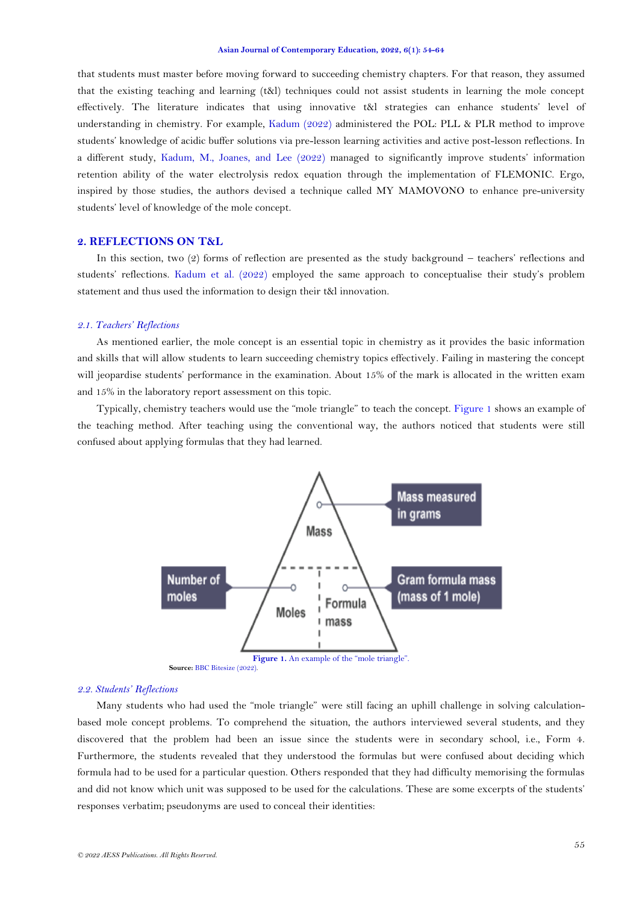that students must master before moving forward to succeeding chemistry chapters. For that reason, they assumed that the existing teaching and learning (t&l) techniques could not assist students in learning the mole concept effectively. The literature indicates that using innovative t&l strategies can enhance students' level of understanding in chemistry. For example, Kadum (2022) administered the POL: PLL & PLR method to improve students' knowledge of acidic buffer solutions via pre-lesson learning activities and active post-lesson reflections. In a different study, Kadum, M., Joanes, and Lee (2022) managed to significantly improve students' information retention ability of the water electrolysis redox equation through the implementation of FLEMONIC. Ergo, inspired by those studies, the authors devised a technique called MY MAMOVONO to enhance pre-university students' level of knowledge of the mole concept.

## 2. REFLECTIONS ON T&L

In this section, two (2) forms of reflection are presented as the study background – teachers' reflections and students' reflections. Kadum et al. (2022) employed the same approach to conceptualise their study's problem statement and thus used the information to design their t&l innovation.

### *2.1. Teachers' Reflections*

As mentioned earlier, the mole concept is an essential topic in chemistry as it provides the basic information and skills that will allow students to learn succeeding chemistry topics effectively. Failing in mastering the concept will jeopardise students' performance in the examination. About 15% of the mark is allocated in the written exam and 15% in the laboratory report assessment on this topic.

Typically, chemistry teachers would use the "mole triangle" to teach the concept. Figure 1 shows an example of the teaching method. After teaching using the conventional way, the authors noticed that students were still confused about applying formulas that they had learned.

Mass — Mass measured in grams

Moles — Number of moles

Formula mass — Gram formula mass (mass of 1 mole)

**Figure 1.** An example of the "mole triangle".

**Source:** BBC Bitesize (2022).

### *2.2. Students' Reflections*

Many students who had used the "mole triangle" were still facing an uphill challenge in solving calculation-based mole concept problems. To comprehend the situation, the authors interviewed several students, and they discovered that the problem had been an issue since the students were in secondary school, i.e., Form 4. Furthermore, the students revealed that they understood the formulas but were confused about deciding which formula had to be used for a particular question. Others responded that they had difficulty memorising the formulas and did not know which unit was supposed to be used for the calculations. These are some excerpts of the students' responses verbatim; pseudonyms are used to conceal their identities: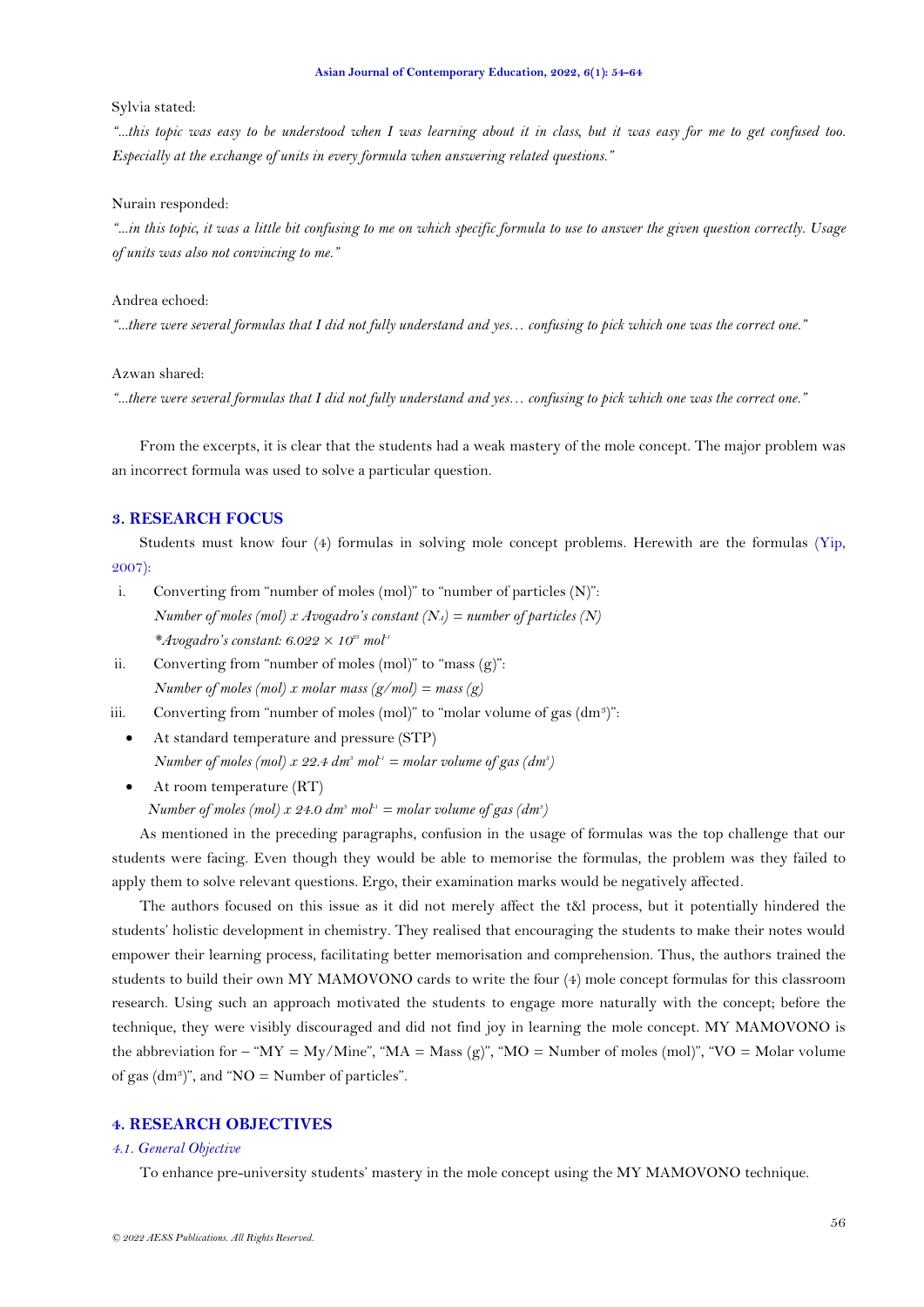Sylvia stated:

*"...this topic was easy to be understood when I was learning about it in class, but it was easy for me to get confused too. Especially at the exchange of units in every formula when answering related questions."*

Nurain responded:

*"...in this topic, it was a little bit confusing to me on which specific formula to use to answer the given question correctly. Usage of units was also not convincing to me."*

Andrea echoed:

*"...there were several formulas that I did not fully understand and yes… confusing to pick which one was the correct one."*

Azwan shared:

*"...there were several formulas that I did not fully understand and yes… confusing to pick which one was the correct one."*

From the excerpts, it is clear that the students had a weak mastery of the mole concept. The major problem was an incorrect formula was used to solve a particular question.

## 3. RESEARCH FOCUS

Students must know four (4) formulas in solving mole concept problems. Herewith are the formulas (Yip, 2007):

i. Converting from "number of moles (mol)" to "number of particles (N)":
   *Number of moles (mol) x Avogadro's constant ($N_A$) = number of particles (N)*
   *Avogadro's constant: $6.022 \times 10^{23}$ $mol^{-1}$

ii. Converting from "number of moles (mol)" to "mass (g)":
   *Number of moles (mol) x molar mass (g/mol) = mass (g)*

iii. Converting from "number of moles (mol)" to "molar volume of gas ($dm^3$)":
   - At standard temperature and pressure (STP)
     *Number of moles (mol) x 22.4 $dm^3$ $mol^{-1}$ = molar volume of gas ($dm^3$)*
   - At room temperature (RT)
     *Number of moles (mol) x 24.0 $dm^3$ $mol^{-1}$ = molar volume of gas ($dm^3$)*

As mentioned in the preceding paragraphs, confusion in the usage of formulas was the top challenge that our students were facing. Even though they would be able to memorise the formulas, the problem was they failed to apply them to solve relevant questions. Ergo, their examination marks would be negatively affected.

The authors focused on this issue as it did not merely affect the t&l process, but it potentially hindered the students' holistic development in chemistry. They realised that encouraging the students to make their notes would empower their learning process, facilitating better memorisation and comprehension. Thus, the authors trained the students to build their own MY MAMOVONO cards to write the four (4) mole concept formulas for this classroom research. Using such an approach motivated the students to engage more naturally with the concept; before the technique, they were visibly discouraged and did not find joy in learning the mole concept. MY MAMOVONO is the abbreviation for – "MY = My/Mine", "MA = Mass (g)", "MO = Number of moles (mol)", "VO = Molar volume of gas ($dm^3$)", and "NO = Number of particles".

## 4. RESEARCH OBJECTIVES

### 4.1. General Objective

To enhance pre-university students' mastery in the mole concept using the MY MAMOVONO technique.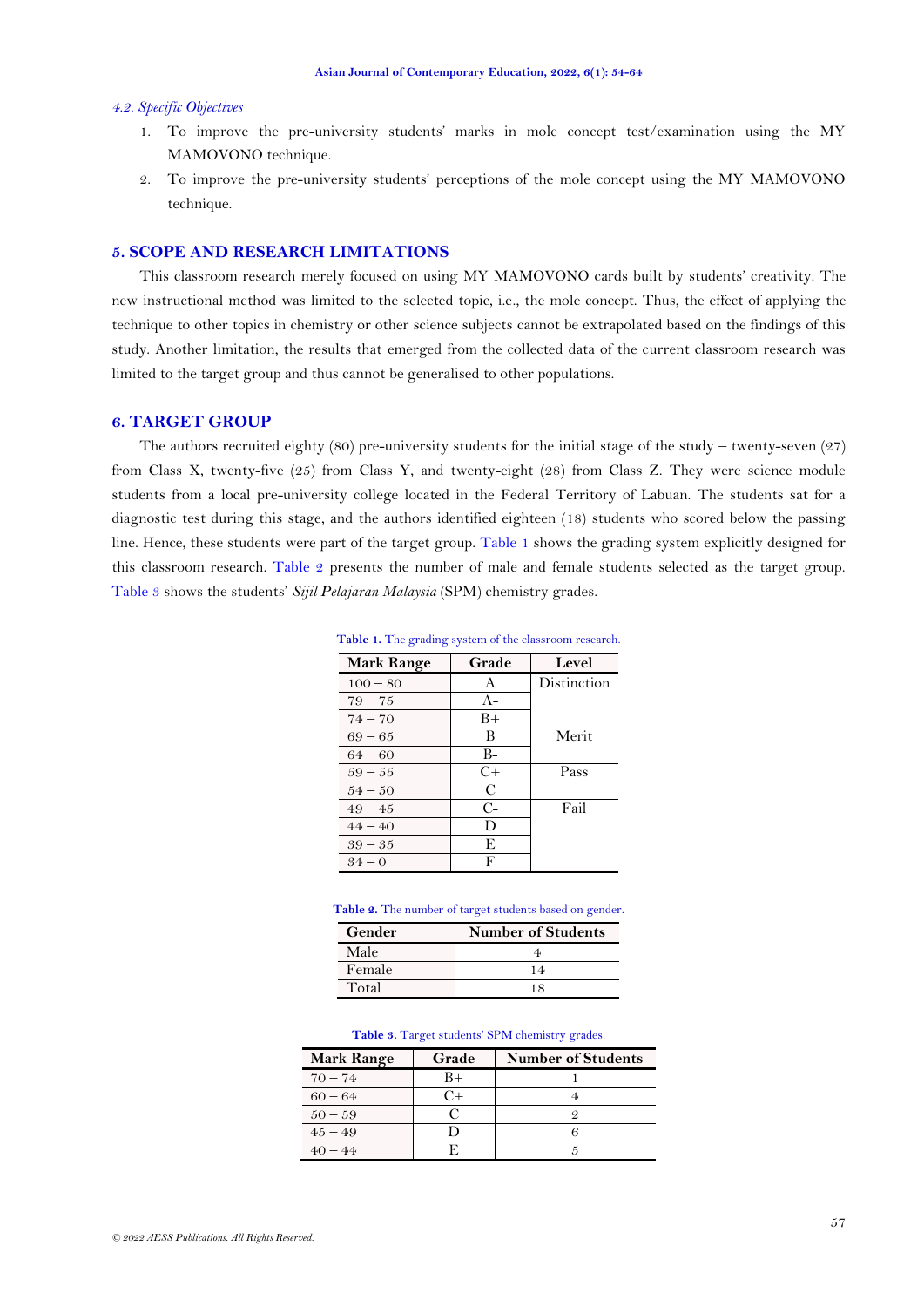### 4.2. Specific Objectives

1. To improve the pre-university students' marks in mole concept test/examination using the MY MAMOVONO technique.
2. To improve the pre-university students' perceptions of the mole concept using the MY MAMOVONO technique.

## 5. SCOPE AND RESEARCH LIMITATIONS

This classroom research merely focused on using MY MAMOVONO cards built by students' creativity. The new instructional method was limited to the selected topic, i.e., the mole concept. Thus, the effect of applying the technique to other topics in chemistry or other science subjects cannot be extrapolated based on the findings of this study. Another limitation, the results that emerged from the collected data of the current classroom research was limited to the target group and thus cannot be generalised to other populations.

## 6. TARGET GROUP

The authors recruited eighty (80) pre-university students for the initial stage of the study – twenty-seven (27) from Class X, twenty-five (25) from Class Y, and twenty-eight (28) from Class Z. They were science module students from a local pre-university college located in the Federal Territory of Labuan. The students sat for a diagnostic test during this stage, and the authors identified eighteen (18) students who scored below the passing line. Hence, these students were part of the target group. Table 1 shows the grading system explicitly designed for this classroom research. Table 2 presents the number of male and female students selected as the target group. Table 3 shows the students' *Sijil Pelajaran Malaysia* (SPM) chemistry grades.

**Table 1.** The grading system of the classroom research.

| Mark Range | Grade | Level |
|---|---|---|
| 100 – 80 | A | Distinction |
| 79 – 75 | A- | |
| 74 – 70 | B+ | |
| 69 – 65 | B | Merit |
| 64 – 60 | B- | |
| 59 – 55 | C+ | Pass |
| 54 – 50 | C | |
| 49 – 45 | C- | Fail |
| 44 – 40 | D | |
| 39 – 35 | E | |
| 34 – 0 | F | |

**Table 2.** The number of target students based on gender.

| Gender | Number of Students |
|---|---|
| Male | 4 |
| Female | 14 |
| Total | 18 |

**Table 3.** Target students' SPM chemistry grades.

| Mark Range | Grade | Number of Students |
|---|---|---|
| 70 – 74 | B+ | 1 |
| 60 – 64 | C+ | 4 |
| 50 – 59 | C | 2 |
| 45 – 49 | D | 6 |
| 40 – 44 | E | 5 |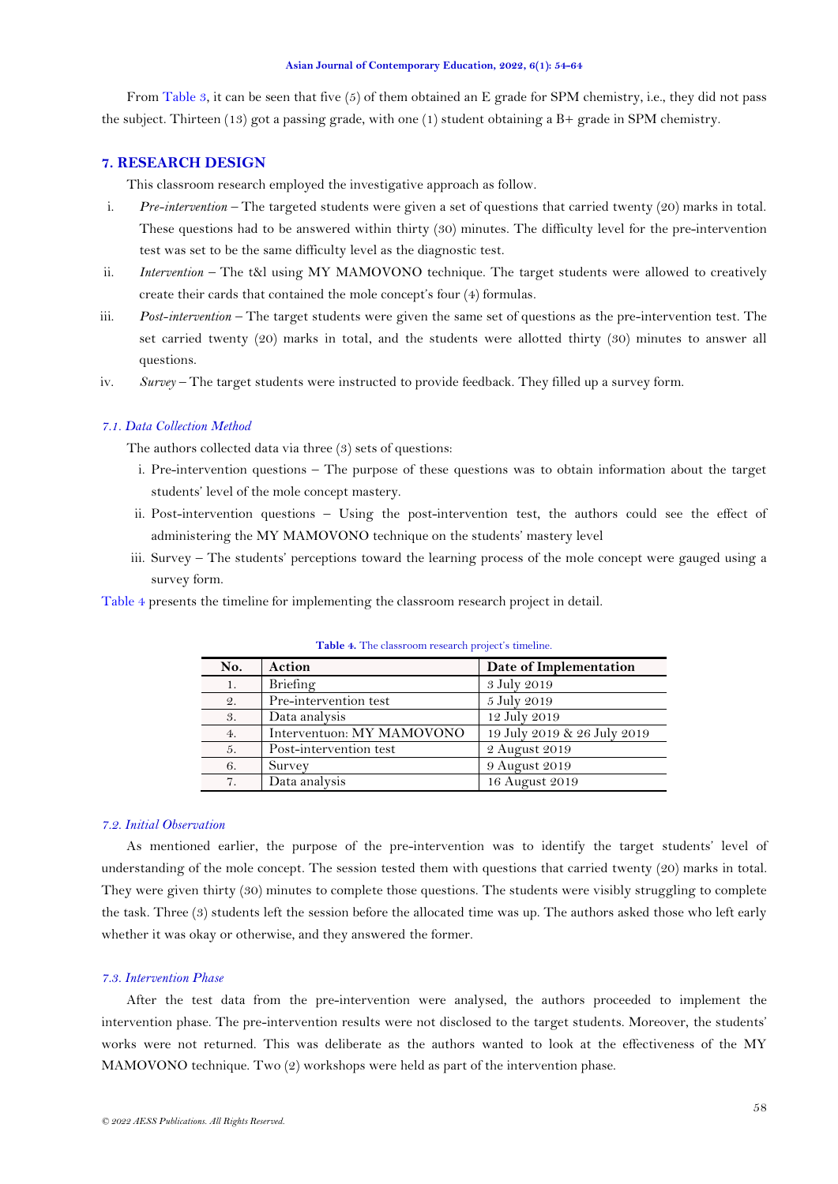From Table 3, it can be seen that five (5) of them obtained an E grade for SPM chemistry, i.e., they did not pass the subject. Thirteen (13) got a passing grade, with one (1) student obtaining a B+ grade in SPM chemistry.

## 7. RESEARCH DESIGN

This classroom research employed the investigative approach as follow.

i. *Pre-intervention* – The targeted students were given a set of questions that carried twenty (20) marks in total. These questions had to be answered within thirty (30) minutes. The difficulty level for the pre-intervention test was set to be the same difficulty level as the diagnostic test.
ii. *Intervention* – The t&l using MY MAMOVONO technique. The target students were allowed to creatively create their cards that contained the mole concept's four (4) formulas.
iii. *Post-intervention* – The target students were given the same set of questions as the pre-intervention test. The set carried twenty (20) marks in total, and the students were allotted thirty (30) minutes to answer all questions.
iv. *Survey* – The target students were instructed to provide feedback. They filled up a survey form.

### *7.1. Data Collection Method*

The authors collected data via three (3) sets of questions:

i. Pre-intervention questions – The purpose of these questions was to obtain information about the target students' level of the mole concept mastery.
ii. Post-intervention questions – Using the post-intervention test, the authors could see the effect of administering the MY MAMOVONO technique on the students' mastery level
iii. Survey – The students' perceptions toward the learning process of the mole concept were gauged using a survey form.

Table 4 presents the timeline for implementing the classroom research project in detail.

**Table 4.** The classroom research project's timeline.

| No. | Action | Date of Implementation |
|---|---|---|
| 1. | Briefing | 3 July 2019 |
| 2. | Pre-intervention test | 5 July 2019 |
| 3. | Data analysis | 12 July 2019 |
| 4. | Interventuon: MY MAMOVONO | 19 July 2019 & 26 July 2019 |
| 5. | Post-intervention test | 2 August 2019 |
| 6. | Survey | 9 August 2019 |
| 7. | Data analysis | 16 August 2019 |

### *7.2. Initial Observation*

As mentioned earlier, the purpose of the pre-intervention was to identify the target students' level of understanding of the mole concept. The session tested them with questions that carried twenty (20) marks in total. They were given thirty (30) minutes to complete those questions. The students were visibly struggling to complete the task. Three (3) students left the session before the allocated time was up. The authors asked those who left early whether it was okay or otherwise, and they answered the former.

### *7.3. Intervention Phase*

After the test data from the pre-intervention were analysed, the authors proceeded to implement the intervention phase. The pre-intervention results were not disclosed to the target students. Moreover, the students' works were not returned. This was deliberate as the authors wanted to look at the effectiveness of the MY MAMOVONO technique. Two (2) workshops were held as part of the intervention phase.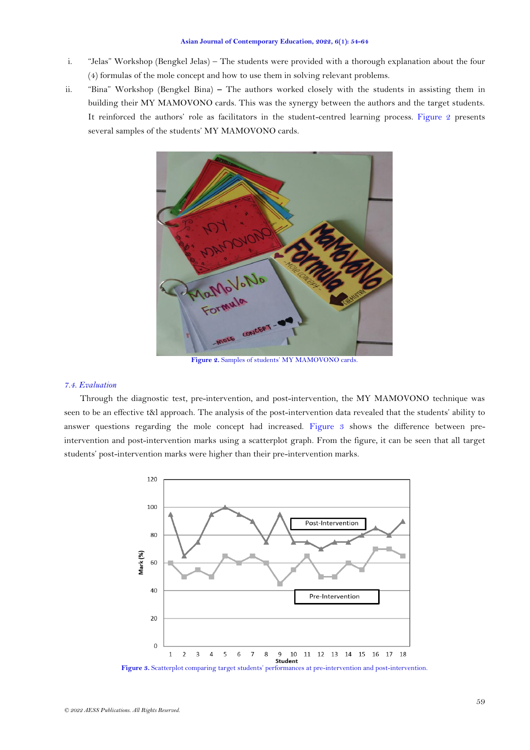i. "Jelas" Workshop (Bengkel Jelas) – The students were provided with a thorough explanation about the four (4) formulas of the mole concept and how to use them in solving relevant problems.

ii. "Bina" Workshop (Bengkel Bina) – The authors worked closely with the students in assisting them in building their MY MAMOVONO cards. This was the synergy between the authors and the target students. It reinforced the authors' role as facilitators in the student-centred learning process. Figure 2 presents several samples of the students' MY MAMOVONO cards.

**Figure 2.** Samples of students' MY MAMOVONO cards.

### *7.4. Evaluation*

Through the diagnostic test, pre-intervention, and post-intervention, the MY MAMOVONO technique was seen to be an effective t&l approach. The analysis of the post-intervention data revealed that the students' ability to answer questions regarding the mole concept had increased. Figure 3 shows the difference between pre-intervention and post-intervention marks using a scatterplot graph. From the figure, it can be seen that all target students' post-intervention marks were higher than their pre-intervention marks.

**Figure 3.** Scatterplot comparing target students' performances at pre-intervention and post-intervention.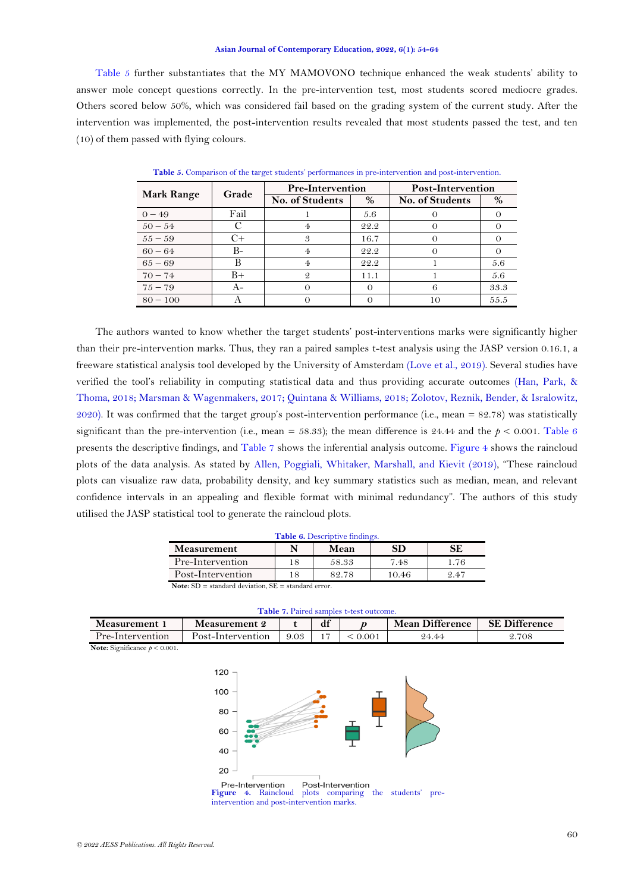Table 5 further substantiates that the MY MAMOVONO technique enhanced the weak students' ability to answer mole concept questions correctly. In the pre-intervention test, most students scored mediocre grades. Others scored below 50%, which was considered fail based on the grading system of the current study. After the intervention was implemented, the post-intervention results revealed that most students passed the test, and ten (10) of them passed with flying colours.

**Table 5.** Comparison of the target students' performances in pre-intervention and post-intervention.

| Mark Range | Grade | Pre-Intervention | | Post-Intervention | |
|---|---|---|---|---|---|
| | | No. of Students | % | No. of Students | % |
| 0 – 49 | Fail | 1 | 5.6 | 0 | 0 |
| 50 – 54 | C | 4 | 22.2 | 0 | 0 |
| 55 – 59 | C+ | 3 | 16.7 | 0 | 0 |
| 60 – 64 | B- | 4 | 22.2 | 0 | 0 |
| 65 – 69 | B | 4 | 22.2 | 1 | 5.6 |
| 70 – 74 | B+ | 2 | 11.1 | 1 | 5.6 |
| 75 – 79 | A- | 0 | 0 | 6 | 33.3 |
| 80 – 100 | A | 0 | 0 | 10 | 55.5 |

The authors wanted to know whether the target students' post-interventions marks were significantly higher than their pre-intervention marks. Thus, they ran a paired samples t-test analysis using the JASP version 0.16.1, a freeware statistical analysis tool developed by the University of Amsterdam (Love et al., 2019). Several studies have verified the tool's reliability in computing statistical data and thus providing accurate outcomes (Han, Park, & Thoma, 2018; Marsman & Wagenmakers, 2017; Quintana & Williams, 2018; Zolotov, Reznik, Bender, & Isralowitz, 2020). It was confirmed that the target group's post-intervention performance (i.e., mean = 82.78) was statistically significant than the pre-intervention (i.e., mean = 58.33); the mean difference is 24.44 and the $p < 0.001$. Table 6 presents the descriptive findings, and Table 7 shows the inferential analysis outcome. Figure 4 shows the raincloud plots of the data analysis. As stated by Allen, Poggiali, Whitaker, Marshall, and Kievit (2019), "These raincloud plots can visualize raw data, probability density, and key summary statistics such as median, mean, and relevant confidence intervals in an appealing and flexible format with minimal redundancy". The authors of this study utilised the JASP statistical tool to generate the raincloud plots.

**Table 6.** Descriptive findings.

| Measurement | N | Mean | SD | SE |
|---|---|---|---|---|
| Pre-Intervention | 18 | 58.33 | 7.48 | 1.76 |
| Post-Intervention | 18 | 82.78 | 10.46 | 2.47 |

**Note:** SD = standard deviation, SE = standard error.

**Table 7.** Paired samples t-test outcome.

| Measurement 1 | Measurement 2 | t | df | $p$ | Mean Difference | SE Difference |
|---|---|---|---|---|---|---|
| Pre-Intervention | Post-Intervention | 9.03 | 17 | < 0.001 | 24.44 | 2.708 |

**Note:** Significance $p < 0.001$.

**Figure 4.** Raincloud plots comparing the students' pre-intervention and post-intervention marks.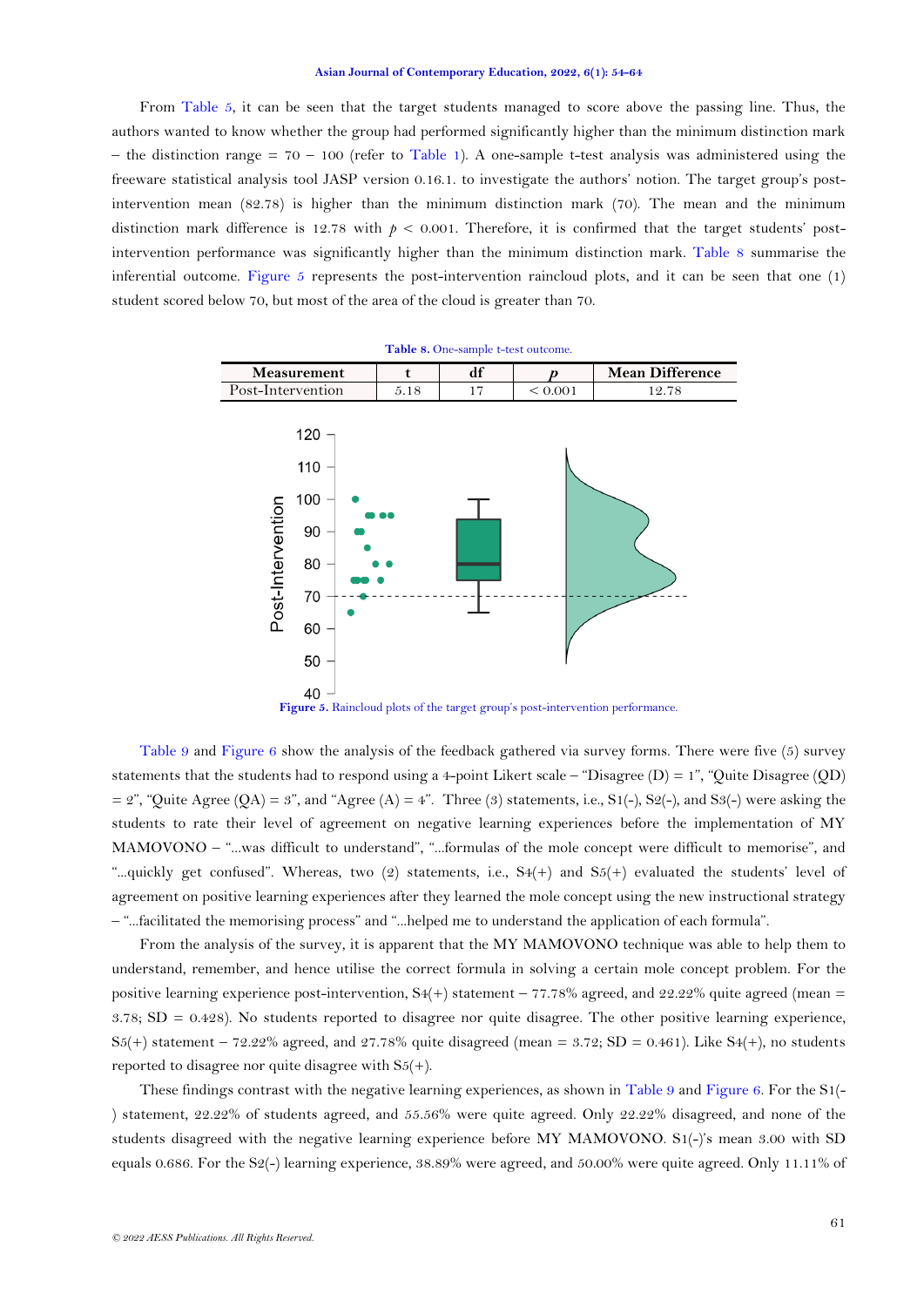From Table 5, it can be seen that the target students managed to score above the passing line. Thus, the authors wanted to know whether the group had performed significantly higher than the minimum distinction mark – the distinction range = 70 – 100 (refer to Table 1). A one-sample t-test analysis was administered using the freeware statistical analysis tool JASP version 0.16.1. to investigate the authors' notion. The target group's post-intervention mean (82.78) is higher than the minimum distinction mark (70). The mean and the minimum distinction mark difference is 12.78 with $p < 0.001$. Therefore, it is confirmed that the target students' post-intervention performance was significantly higher than the minimum distinction mark. Table 8 summarise the inferential outcome. Figure 5 represents the post-intervention raincloud plots, and it can be seen that one (1) student scored below 70, but most of the area of the cloud is greater than 70.

**Table 8.** One-sample t-test outcome.

| Measurement | t | df | $p$ | Mean Difference |
|---|---|---|---|---|
| Post-Intervention | 5.18 | 17 | < 0.001 | 12.78 |

**Figure 5.** Raincloud plots of the target group's post-intervention performance.

Table 9 and Figure 6 show the analysis of the feedback gathered via survey forms. There were five (5) survey statements that the students had to respond using a 4-point Likert scale – "Disagree (D) = 1", "Quite Disagree (QD) = 2", "Quite Agree (QA) = 3", and "Agree (A) = 4". Three (3) statements, i.e., S1(-), S2(-), and S3(-) were asking the students to rate their level of agreement on negative learning experiences before the implementation of MY MAMOVONO – "...was difficult to understand", "...formulas of the mole concept were difficult to memorise", and "...quickly get confused". Whereas, two (2) statements, i.e., S4(+) and S5(+) evaluated the students' level of agreement on positive learning experiences after they learned the mole concept using the new instructional strategy – "...facilitated the memorising process" and "...helped me to understand the application of each formula".

From the analysis of the survey, it is apparent that the MY MAMOVONO technique was able to help them to understand, remember, and hence utilise the correct formula in solving a certain mole concept problem. For the positive learning experience post-intervention, S4(+) statement – 77.78% agreed, and 22.22% quite agreed (mean = 3.78; SD = 0.428). No students reported to disagree nor quite disagree. The other positive learning experience, S5(+) statement – 72.22% agreed, and 27.78% quite disagreed (mean = 3.72; SD = 0.461). Like S4(+), no students reported to disagree nor quite disagree with S5(+).

These findings contrast with the negative learning experiences, as shown in Table 9 and Figure 6. For the S1(-) statement, 22.22% of students agreed, and 55.56% were quite agreed. Only 22.22% disagreed, and none of the students disagreed with the negative learning experience before MY MAMOVONO. S1(-)'s mean 3.00 with SD equals 0.686. For the S2(-) learning experience, 38.89% were agreed, and 50.00% were quite agreed. Only 11.11% of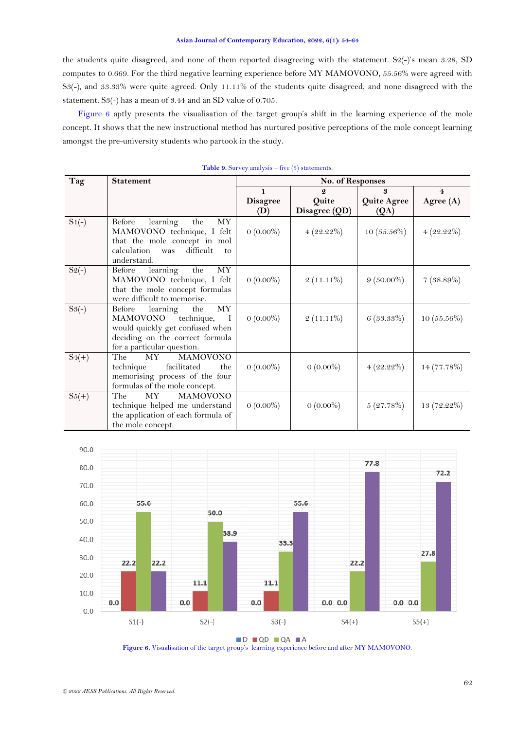the students quite disagreed, and none of them reported disagreeing with the statement. S2(-)'s mean 3.28, SD computes to 0.669. For the third negative learning experience before MY MAMOVONO, 55.56% were agreed with S3(-), and 33.33% were quite agreed. Only 11.11% of the students quite disagreed, and none disagreed with the statement. S3(-) has a mean of 3.44 and an SD value of 0.705.

Figure 6 aptly presents the visualisation of the target group's shift in the learning experience of the mole concept. It shows that the new instructional method has nurtured positive perceptions of the mole concept learning amongst the pre-university students who partook in the study.

**Table 9.** Survey analysis – five (5) statements.

| Tag | Statement | No. of Responses | | | |
|---|---|---|---|---|---|
| | | 1 Disagree (D) | 2 Quite Disagree (QD) | 3 Quite Agree (QA) | 4 Agree (A) |
| S1(-) | Before learning the MY MAMOVONO technique, I felt that the mole concept in mol calculation was difficult to understand. | 0 (0.00%) | 4 (22.22%) | 10 (55.56%) | 4 (22.22%) |
| S2(-) | Before learning the MY MAMOVONO technique, I felt that the mole concept formulas were difficult to memorise. | 0 (0.00%) | 2 (11.11%) | 9 (50.00%) | 7 (38.89%) |
| S3(-) | Before learning the MY MAMOVONO technique, I would quickly get confused when deciding on the correct formula for a particular question. | 0 (0.00%) | 2 (11.11%) | 6 (33.33%) | 10 (55.56%) |
| S4(+) | The MY MAMOVONO technique facilitated the memorising process of the four formulas of the mole concept. | 0 (0.00%) | 0 (0.00%) | 4 (22.22%) | 14 (77.78%) |
| S5(+) | The MY MAMOVONO technique helped me understand the application of each formula of the mole concept. | 0 (0.00%) | 0 (0.00%) | 5 (27.78%) | 13 (72.22%) |

| | D | QD | QA | A |
|---|---|---|---|---|
| S1(-) | 0.0 | 22.2 | 55.6 | 22.2 |
| S2(-) | 0.0 | 11.1 | 50.0 | 38.9 |
| S3(-) | 0.0 | 11.1 | 33.3 | 55.6 |
| S4(+) | 0.0 | 0.0 | 22.2 | 77.8 |
| S5(+) | 0.0 | 0.0 | 27.8 | 72.2 |

**Figure 6.** Visualisation of the target group's learning experience before and after MY MAMOVONO.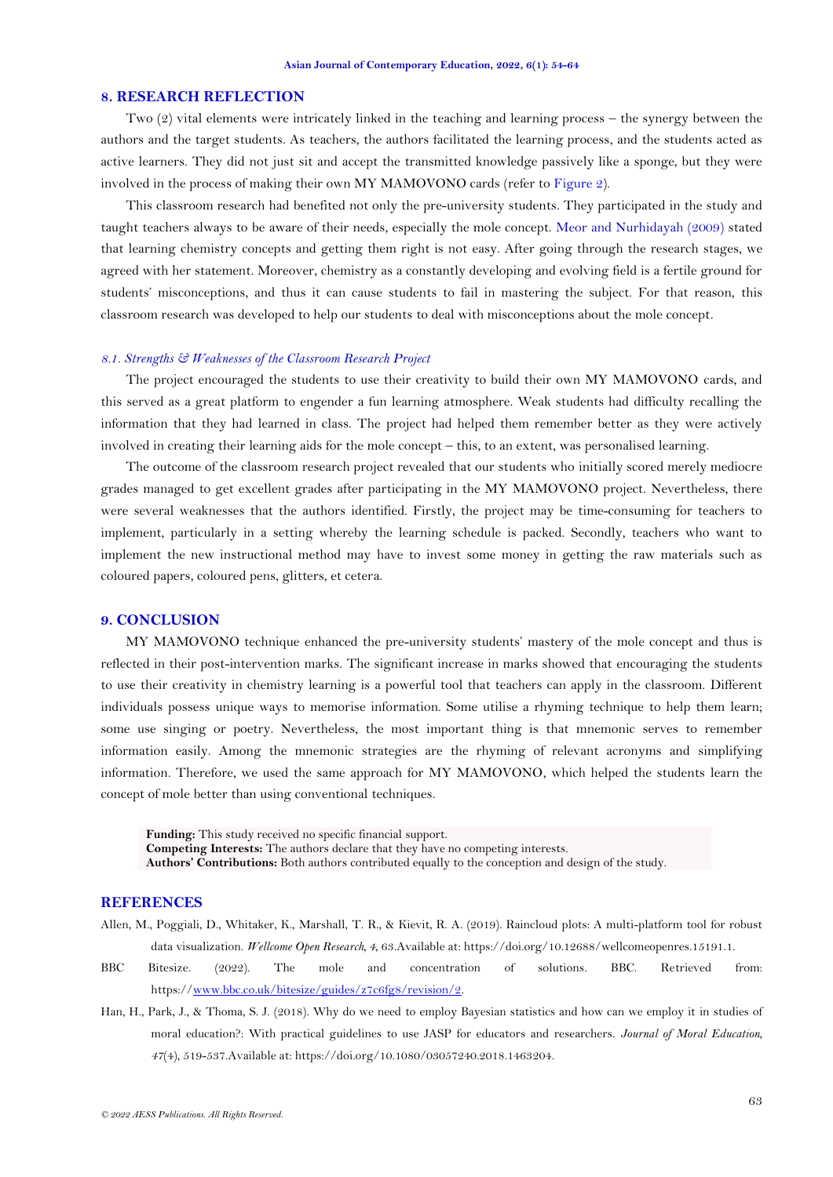## 8. RESEARCH REFLECTION

Two (2) vital elements were intricately linked in the teaching and learning process – the synergy between the authors and the target students. As teachers, the authors facilitated the learning process, and the students acted as active learners. They did not just sit and accept the transmitted knowledge passively like a sponge, but they were involved in the process of making their own MY MAMOVONO cards (refer to Figure 2).

This classroom research had benefited not only the pre-university students. They participated in the study and taught teachers always to be aware of their needs, especially the mole concept. Meor and Nurhidayah (2009) stated that learning chemistry concepts and getting them right is not easy. After going through the research stages, we agreed with her statement. Moreover, chemistry as a constantly developing and evolving field is a fertile ground for students' misconceptions, and thus it can cause students to fail in mastering the subject. For that reason, this classroom research was developed to help our students to deal with misconceptions about the mole concept.

### *8.1. Strengths & Weaknesses of the Classroom Research Project*

The project encouraged the students to use their creativity to build their own MY MAMOVONO cards, and this served as a great platform to engender a fun learning atmosphere. Weak students had difficulty recalling the information that they had learned in class. The project had helped them remember better as they were actively involved in creating their learning aids for the mole concept – this, to an extent, was personalised learning.

The outcome of the classroom research project revealed that our students who initially scored merely mediocre grades managed to get excellent grades after participating in the MY MAMOVONO project. Nevertheless, there were several weaknesses that the authors identified. Firstly, the project may be time-consuming for teachers to implement, particularly in a setting whereby the learning schedule is packed. Secondly, teachers who want to implement the new instructional method may have to invest some money in getting the raw materials such as coloured papers, coloured pens, glitters, et cetera.

## 9. CONCLUSION

MY MAMOVONO technique enhanced the pre-university students' mastery of the mole concept and thus is reflected in their post-intervention marks. The significant increase in marks showed that encouraging the students to use their creativity in chemistry learning is a powerful tool that teachers can apply in the classroom. Different individuals possess unique ways to memorise information. Some utilise a rhyming technique to help them learn; some use singing or poetry. Nevertheless, the most important thing is that mnemonic serves to remember information easily. Among the mnemonic strategies are the rhyming of relevant acronyms and simplifying information. Therefore, we used the same approach for MY MAMOVONO, which helped the students learn the concept of mole better than using conventional techniques.

**Funding:** This study received no specific financial support.
**Competing Interests:** The authors declare that they have no competing interests.
**Authors' Contributions:** Both authors contributed equally to the conception and design of the study.

## REFERENCES

Allen, M., Poggiali, D., Whitaker, K., Marshall, T. R., & Kievit, R. A. (2019). Raincloud plots: A multi-platform tool for robust data visualization. *Wellcome Open Research, 4*, 63.Available at: https://doi.org/10.12688/wellcomeopenres.15191.1.

BBC Bitesize. (2022). The mole and concentration of solutions. BBC. Retrieved from: https://www.bbc.co.uk/bitesize/guides/z7c6fg8/revision/2.

Han, H., Park, J., & Thoma, S. J. (2018). Why do we need to employ Bayesian statistics and how can we employ it in studies of moral education?: With practical guidelines to use JASP for educators and researchers. *Journal of Moral Education, 47*(4), 519-537.Available at: https://doi.org/10.1080/03057240.2018.1463204.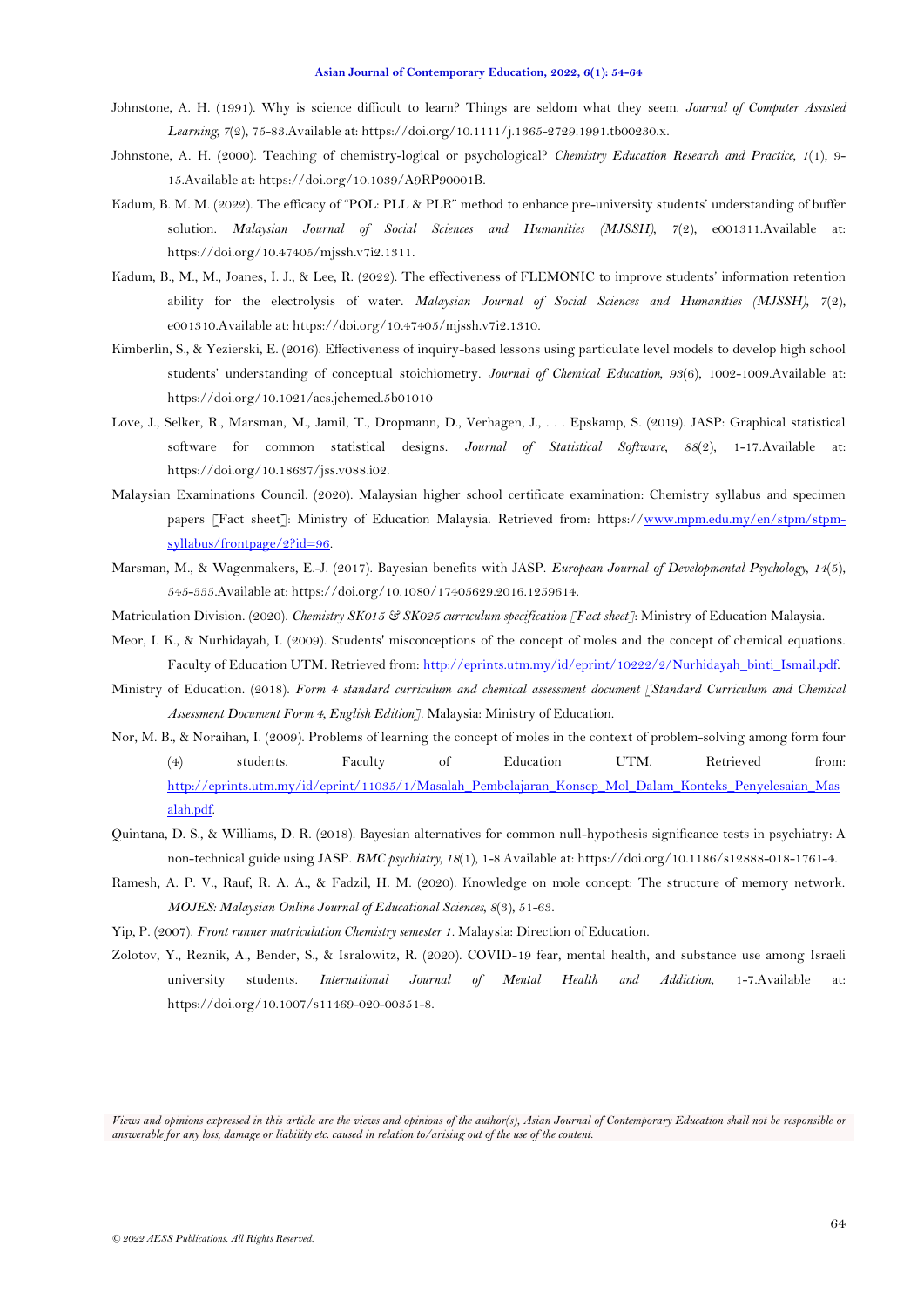Johnstone, A. H. (1991). Why is science difficult to learn? Things are seldom what they seem. *Journal of Computer Assisted Learning, 7*(2), 75-83.Available at: https://doi.org/10.1111/j.1365-2729.1991.tb00230.x.

Johnstone, A. H. (2000). Teaching of chemistry-logical or psychological? *Chemistry Education Research and Practice, 1*(1), 9-15.Available at: https://doi.org/10.1039/A9RP90001B.

Kadum, B. M. M. (2022). The efficacy of "POL: PLL & PLR" method to enhance pre-university students' understanding of buffer solution. *Malaysian Journal of Social Sciences and Humanities (MJSSH), 7*(2), e001311.Available at: https://doi.org/10.47405/mjssh.v7i2.1311.

Kadum, B., M., M., Joanes, I. J., & Lee, R. (2022). The effectiveness of FLEMONIC to improve students' information retention ability for the electrolysis of water. *Malaysian Journal of Social Sciences and Humanities (MJSSH), 7*(2), e001310.Available at: https://doi.org/10.47405/mjssh.v7i2.1310.

Kimberlin, S., & Yezierski, E. (2016). Effectiveness of inquiry-based lessons using particulate level models to develop high school students' understanding of conceptual stoichiometry. *Journal of Chemical Education, 93*(6), 1002-1009.Available at: https://doi.org/10.1021/acs.jchemed.5b01010

Love, J., Selker, R., Marsman, M., Jamil, T., Dropmann, D., Verhagen, J., . . . Epskamp, S. (2019). JASP: Graphical statistical software for common statistical designs. *Journal of Statistical Software, 88*(2), 1-17.Available at: https://doi.org/10.18637/jss.v088.i02.

Malaysian Examinations Council. (2020). Malaysian higher school certificate examination: Chemistry syllabus and specimen papers [Fact sheet]: Ministry of Education Malaysia. Retrieved from: https://www.mpm.edu.my/en/stpm/stpm-syllabus/frontpage/2?id=96.

Marsman, M., & Wagenmakers, E.-J. (2017). Bayesian benefits with JASP. *European Journal of Developmental Psychology, 14*(5), 545-555.Available at: https://doi.org/10.1080/17405629.2016.1259614.

Matriculation Division. (2020). *Chemistry SK015 & SK025 curriculum specification [Fact sheet]*: Ministry of Education Malaysia.

Meor, I. K., & Nurhidayah, I. (2009). Students' misconceptions of the concept of moles and the concept of chemical equations. Faculty of Education UTM. Retrieved from: http://eprints.utm.my/id/eprint/10222/2/Nurhidayah_binti_Ismail.pdf.

Ministry of Education. (2018). *Form 4 standard curriculum and chemical assessment document [Standard Curriculum and Chemical Assessment Document Form 4, English Edition]*. Malaysia: Ministry of Education.

Nor, M. B., & Noraihan, I. (2009). Problems of learning the concept of moles in the context of problem-solving among form four (4) students. Faculty of Education UTM. Retrieved from: http://eprints.utm.my/id/eprint/11035/1/Masalah_Pembelajaran_Konsep_Mol_Dalam_Konteks_Penyelesaian_Masalah.pdf.

Quintana, D. S., & Williams, D. R. (2018). Bayesian alternatives for common null-hypothesis significance tests in psychiatry: A non-technical guide using JASP. *BMC psychiatry, 18*(1), 1-8.Available at: https://doi.org/10.1186/s12888-018-1761-4.

Ramesh, A. P. V., Rauf, R. A. A., & Fadzil, H. M. (2020). Knowledge on mole concept: The structure of memory network. *MOJES: Malaysian Online Journal of Educational Sciences, 8*(3), 51-63.

Yip, P. (2007). *Front runner matriculation Chemistry semester 1*. Malaysia: Direction of Education.

Zolotov, Y., Reznik, A., Bender, S., & Isralowitz, R. (2020). COVID-19 fear, mental health, and substance use among Israeli university students. *International Journal of Mental Health and Addiction*, 1-7.Available at: https://doi.org/10.1007/s11469-020-00351-8.

*Views and opinions expressed in this article are the views and opinions of the author(s), Asian Journal of Contemporary Education shall not be responsible or answerable for any loss, damage or liability etc. caused in relation to/arising out of the use of the content.*